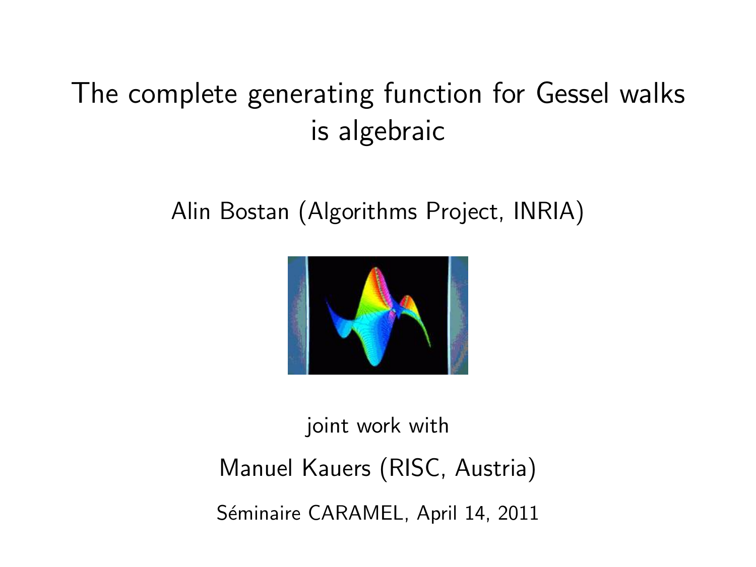# The complete generating function for Gessel walks is algebraic

Alin Bostan (Algorithms Project, INRIA)

joint work with

Manuel Kauers (RISC, Austria)

Séminaire CARAMEL, April 14, 2011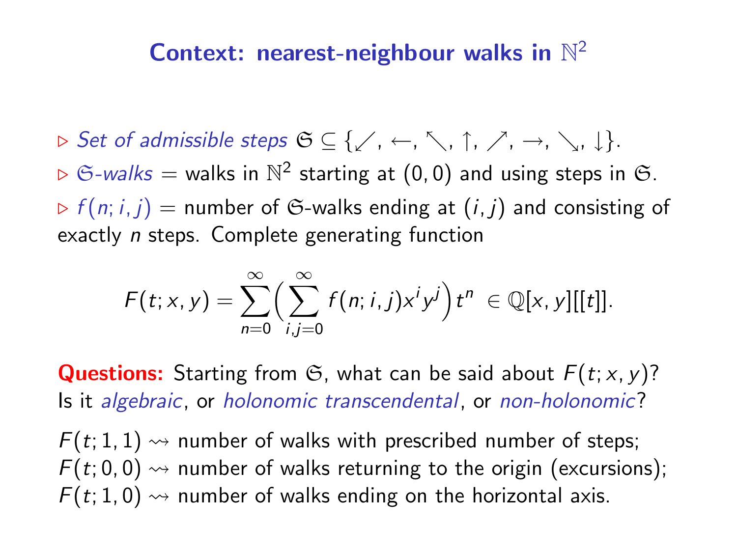## Context: nearest-neighbour walks in $\mathbb{N}^2$

▷ *Set of admissible steps* $\mathfrak{S} \subseteq \{\swarrow, \leftarrow, \nwarrow, \uparrow, \nearrow, \rightarrow, \searrow, \downarrow\}$.

▷ $\mathfrak{S}$*-walks* = walks in $\mathbb{N}^2$ starting at $(0,0)$ and using steps in $\mathfrak{S}$.

▷ $f(n; i, j)$ = number of $\mathfrak{S}$-walks ending at $(i, j)$ and consisting of exactly $n$ steps. Complete generating function

$$F(t; x, y) = \sum_{n=0}^{\infty} \Big( \sum_{i,j=0}^{\infty} f(n; i, j) x^i y^j \Big) t^n \in \mathbb{Q}[x, y][[t]].$$

**Questions:** Starting from $\mathfrak{S}$, what can be said about $F(t; x, y)$? Is it *algebraic*, or *holonomic transcendental*, or *non-holonomic*?

$F(t; 1, 1) \rightsquigarrow$ number of walks with prescribed number of steps;
$F(t; 0, 0) \rightsquigarrow$ number of walks returning to the origin (excursions);
$F(t; 1, 0) \rightsquigarrow$ number of walks ending on the horizontal axis.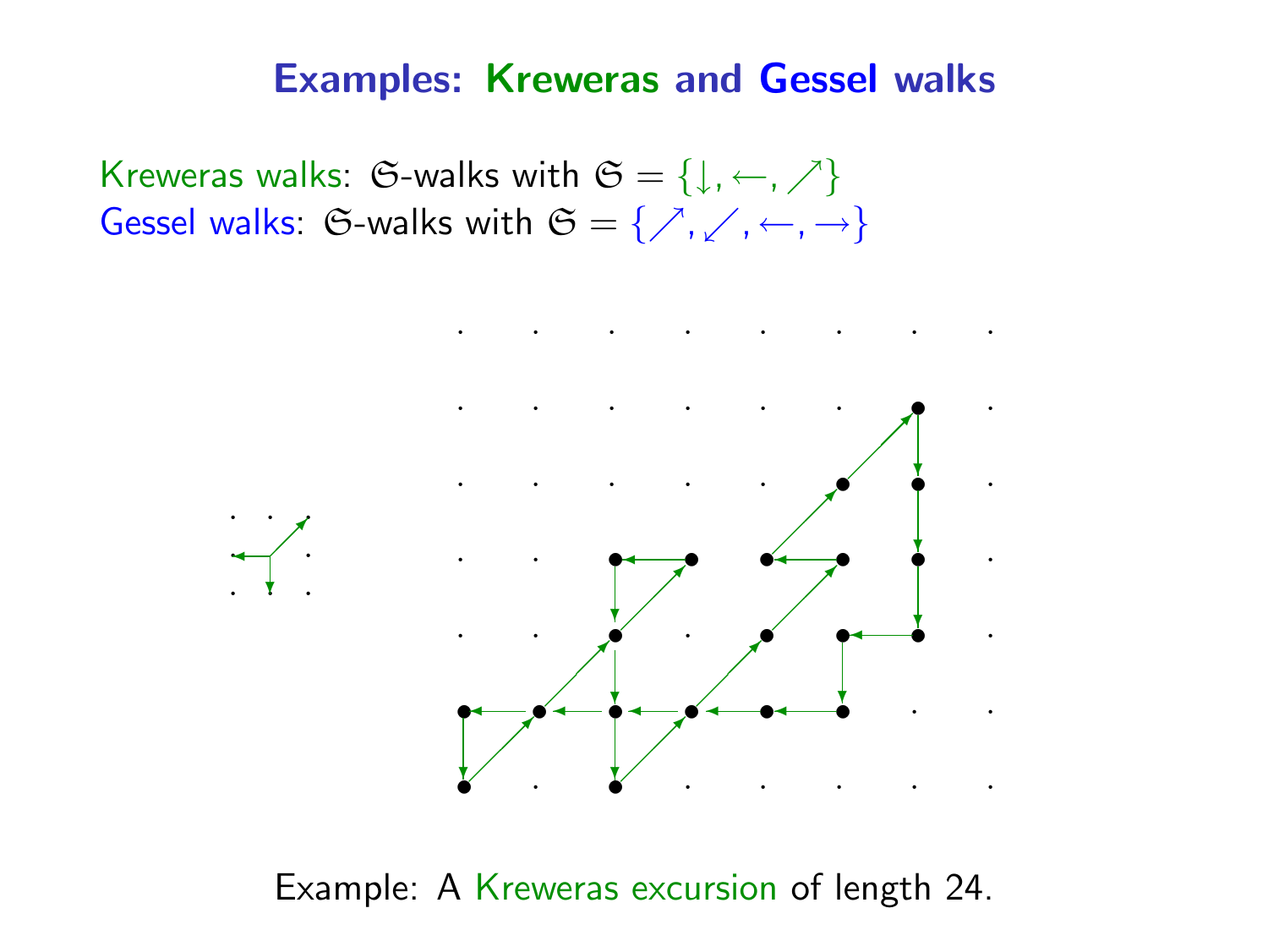# Examples: Kreweras and Gessel walks

Kreweras walks: $\mathfrak{S}$-walks with $\mathfrak{S} = \{\downarrow, \leftarrow, \nearrow\}$
Gessel walks: $\mathfrak{S}$-walks with $\mathfrak{S} = \{\nearrow, \swarrow, \leftarrow, \rightarrow\}$

Example: A Kreweras excursion of length 24.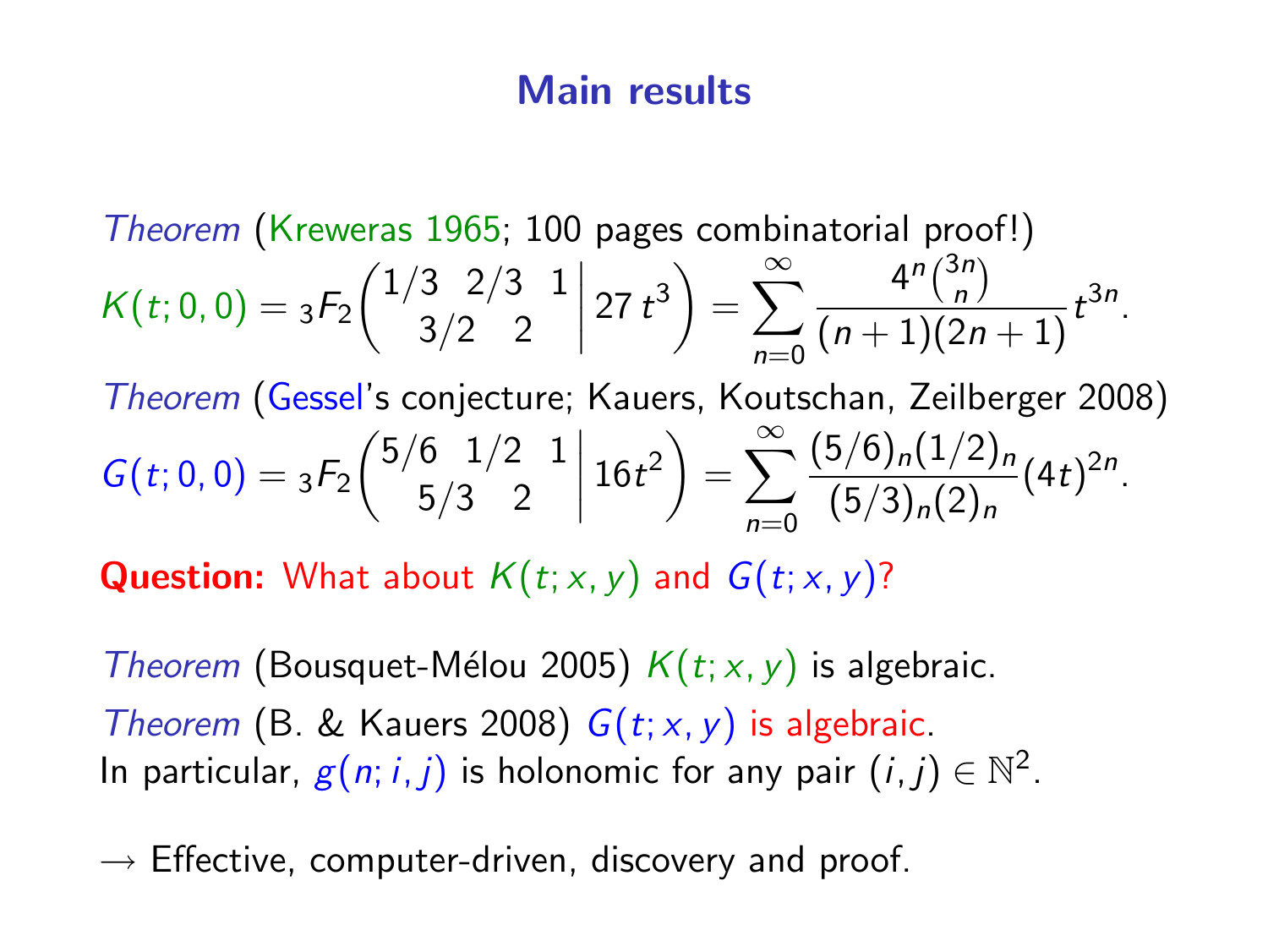# Main results

*Theorem* (Kreweras 1965; 100 pages combinatorial proof!)

$$K(t;0,0) = {}_3F_2\left(\begin{matrix} 1/3 & 2/3 & 1 \\ & 3/2 & 2 \end{matrix} \,\middle|\, 27\,t^3\right) = \sum_{n=0}^{\infty} \frac{4^n \binom{3n}{n}}{(n+1)(2n+1)} t^{3n}.$$

*Theorem* (Gessel's conjecture; Kauers, Koutschan, Zeilberger 2008)

$$G(t;0,0) = {}_3F_2\left(\begin{matrix} 5/6 & 1/2 & 1 \\ & 5/3 & 2 \end{matrix} \,\middle|\, 16t^2\right) = \sum_{n=0}^{\infty} \frac{(5/6)_n (1/2)_n}{(5/3)_n (2)_n} (4t)^{2n}.$$

**Question:** What about $K(t;x,y)$ and $G(t;x,y)$?

*Theorem* (Bousquet-Mélou 2005) $K(t;x,y)$ is algebraic.

*Theorem* (B. & Kauers 2008) $G(t;x,y)$ is algebraic.

In particular, $g(n;i,j)$ is holonomic for any pair $(i,j) \in \mathbb{N}^2$.

$\rightarrow$ Effective, computer-driven, discovery and proof.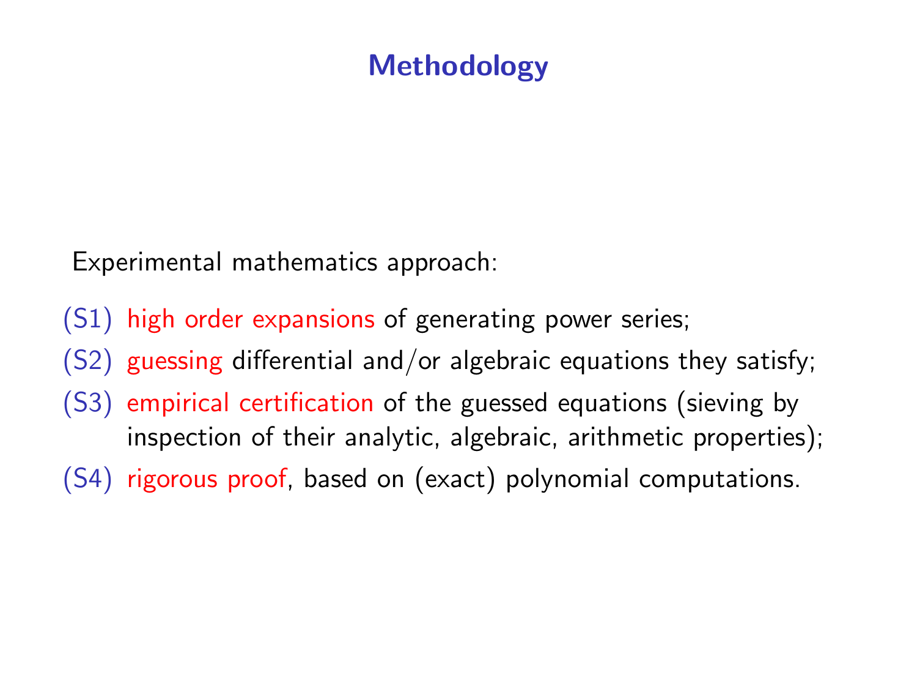# Methodology

Experimental mathematics approach:

(S1) high order expansions of generating power series;

(S2) guessing differential and/or algebraic equations they satisfy;

(S3) empirical certification of the guessed equations (sieving by inspection of their analytic, algebraic, arithmetic properties);

(S4) rigorous proof, based on (exact) polynomial computations.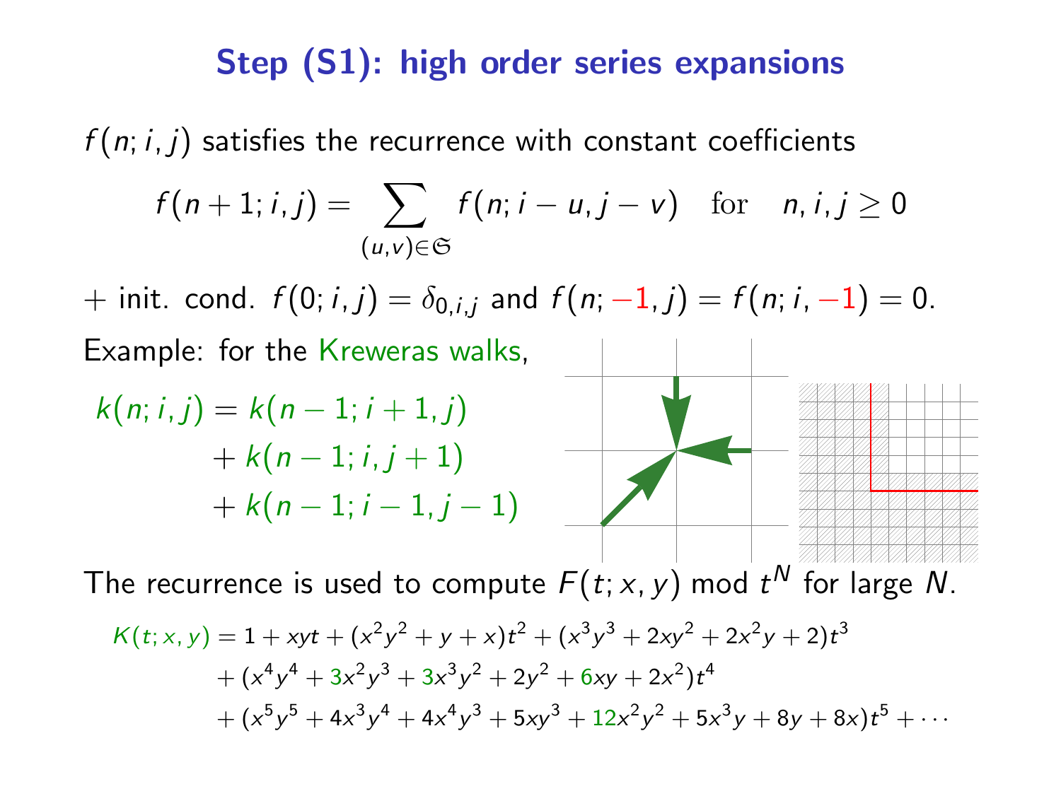## Step (S1): high order series expansions

$f(n; i, j)$ satisfies the recurrence with constant coefficients

$$f(n+1; i, j) = \sum_{(u,v) \in \mathfrak{S}} f(n; i-u, j-v) \quad \text{for} \quad n, i, j \geq 0$$

+ init. cond. $f(0; i, j) = \delta_{0,i,j}$ and $f(n; -1, j) = f(n; i, -1) = 0$.

Example: for the Kreweras walks,

$$\begin{aligned} k(n; i, j) = & \; k(n-1; i+1, j) \\ & + k(n-1; i, j+1) \\ & + k(n-1; i-1, j-1) \end{aligned}$$

The recurrence is used to compute $F(t; x, y) \bmod t^N$ for large $N$.

$$\begin{aligned} K(t; x, y) = & \; 1 + xyt + (x^2y^2 + y + x)t^2 + (x^3y^3 + 2xy^2 + 2x^2y + 2)t^3 \\ & + (x^4y^4 + 3x^2y^3 + 3x^3y^2 + 2y^2 + 6xy + 2x^2)t^4 \\ & + (x^5y^5 + 4x^3y^4 + 4x^4y^3 + 5xy^3 + 12x^2y^2 + 5x^3y + 8y + 8x)t^5 + \cdots \end{aligned}$$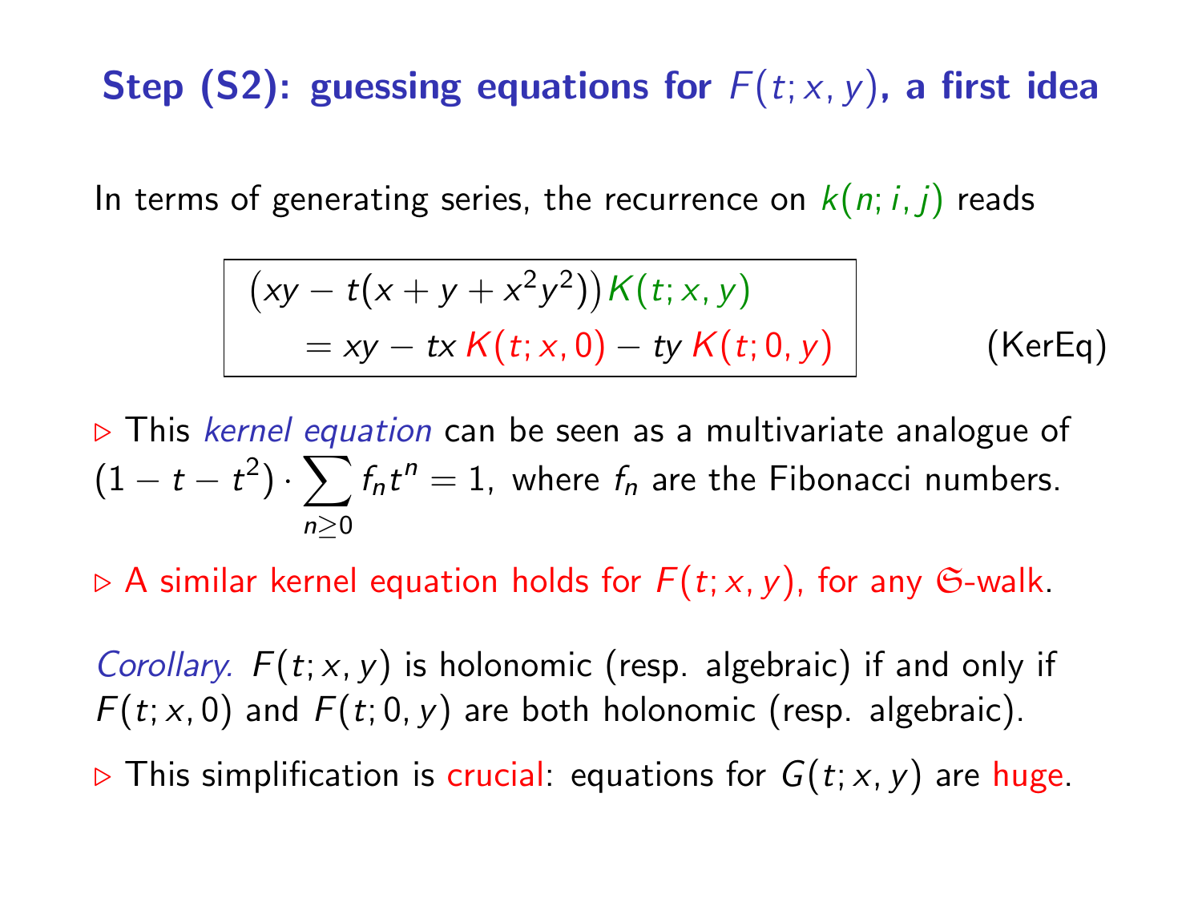## Step (S2): guessing equations for $F(t;x,y)$, a first idea

In terms of generating series, the recurrence on $k(n;i,j)$ reads

$$
\begin{aligned}
&\big(xy - t(x + y + x^2y^2)\big) K(t;x,y) \\
&\qquad = xy - tx\, K(t;x,0) - ty\, K(t;0,y)
\end{aligned}
\qquad \text{(KerEq)}
$$

▷ This *kernel equation* can be seen as a multivariate analogue of $(1 - t - t^2) \cdot \sum_{n \geq 0} f_n t^n = 1$, where $f_n$ are the Fibonacci numbers.

▷ A similar kernel equation holds for $F(t;x,y)$, for any $\mathfrak{S}$-walk.

*Corollary.* $F(t;x,y)$ is holonomic (resp. algebraic) if and only if $F(t;x,0)$ and $F(t;0,y)$ are both holonomic (resp. algebraic).

▷ This simplification is crucial: equations for $G(t;x,y)$ are huge.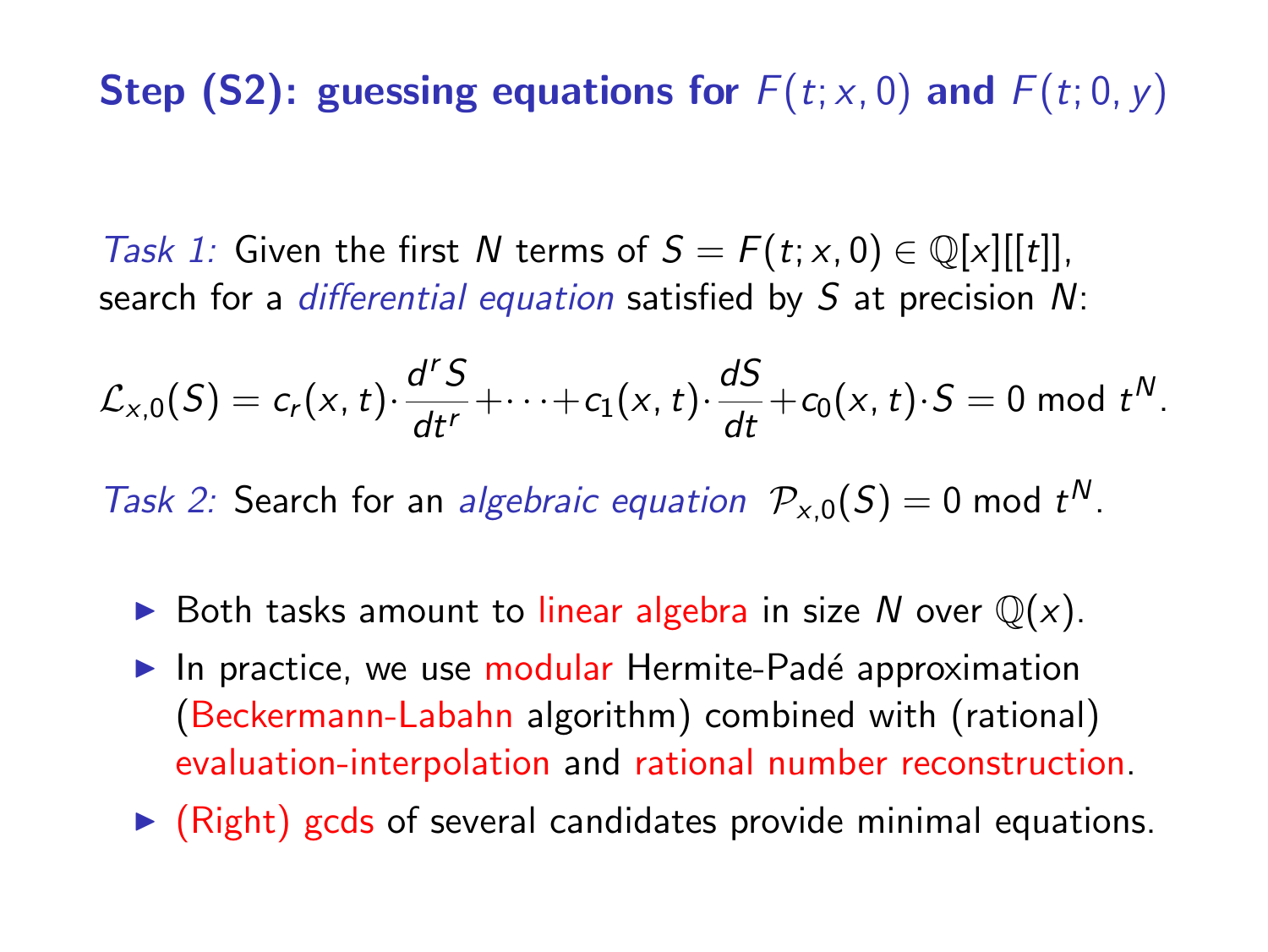## Step (S2): guessing equations for $F(t; x, 0)$ and $F(t; 0, y)$

*Task 1:* Given the first $N$ terms of $S = F(t; x, 0) \in \mathbb{Q}[x][[t]]$, search for a *differential equation* satisfied by $S$ at precision $N$:

$$\mathcal{L}_{x,0}(S) = c_r(x,t) \cdot \frac{d^r S}{dt^r} + \cdots + c_1(x,t) \cdot \frac{dS}{dt} + c_0(x,t) \cdot S = 0 \bmod t^N.$$

*Task 2:* Search for an *algebraic equation* $\mathcal{P}_{x,0}(S) = 0 \bmod t^N$.

- Both tasks amount to linear algebra in size $N$ over $\mathbb{Q}(x)$.
- In practice, we use modular Hermite-Padé approximation (Beckermann-Labahn algorithm) combined with (rational) evaluation-interpolation and rational number reconstruction.
- (Right) gcds of several candidates provide minimal equations.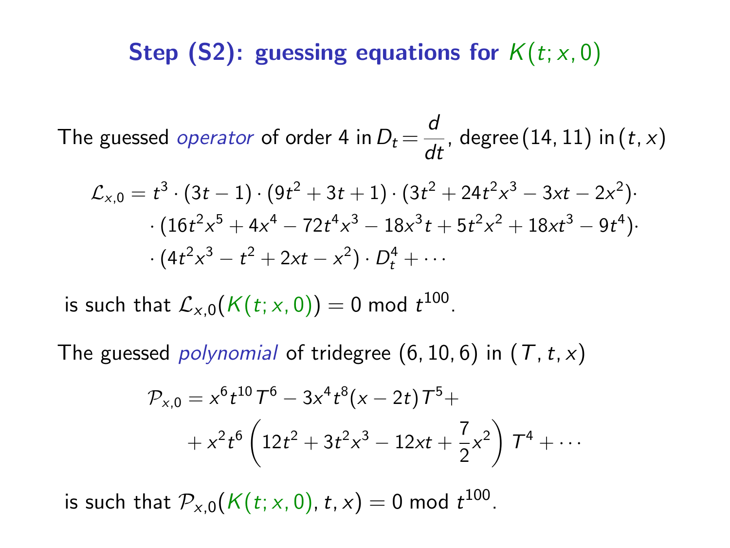## Step (S2): guessing equations for $K(t;x,0)$

The guessed *operator* of order 4 in $D_t = \dfrac{d}{dt}$, degree $(14, 11)$ in $(t, x)$

$$
\begin{aligned}
\mathcal{L}_{x,0} = t^3 \cdot (3t-1) \cdot (9t^2+3t+1) \cdot (3t^2+24t^2x^3-3xt-2x^2) \cdot \\
\cdot (16t^2x^5+4x^4-72t^4x^3-18x^3t+5t^2x^2+18xt^3-9t^4) \cdot \\
\cdot (4t^2x^3-t^2+2xt-x^2) \cdot D_t^4 + \cdots
\end{aligned}
$$

is such that $\mathcal{L}_{x,0}(K(t;x,0)) = 0 \bmod t^{100}$.

The guessed *polynomial* of tridegree $(6, 10, 6)$ in $(T, t, x)$

$$
\begin{aligned}
\mathcal{P}_{x,0} = x^6t^{10}T^6 - 3x^4t^8(x-2t)T^5 + \\
+ x^2t^6\left(12t^2+3t^2x^3-12xt+\frac{7}{2}x^2\right)T^4 + \cdots
\end{aligned}
$$

is such that $\mathcal{P}_{x,0}(K(t;x,0), t, x) = 0 \bmod t^{100}$.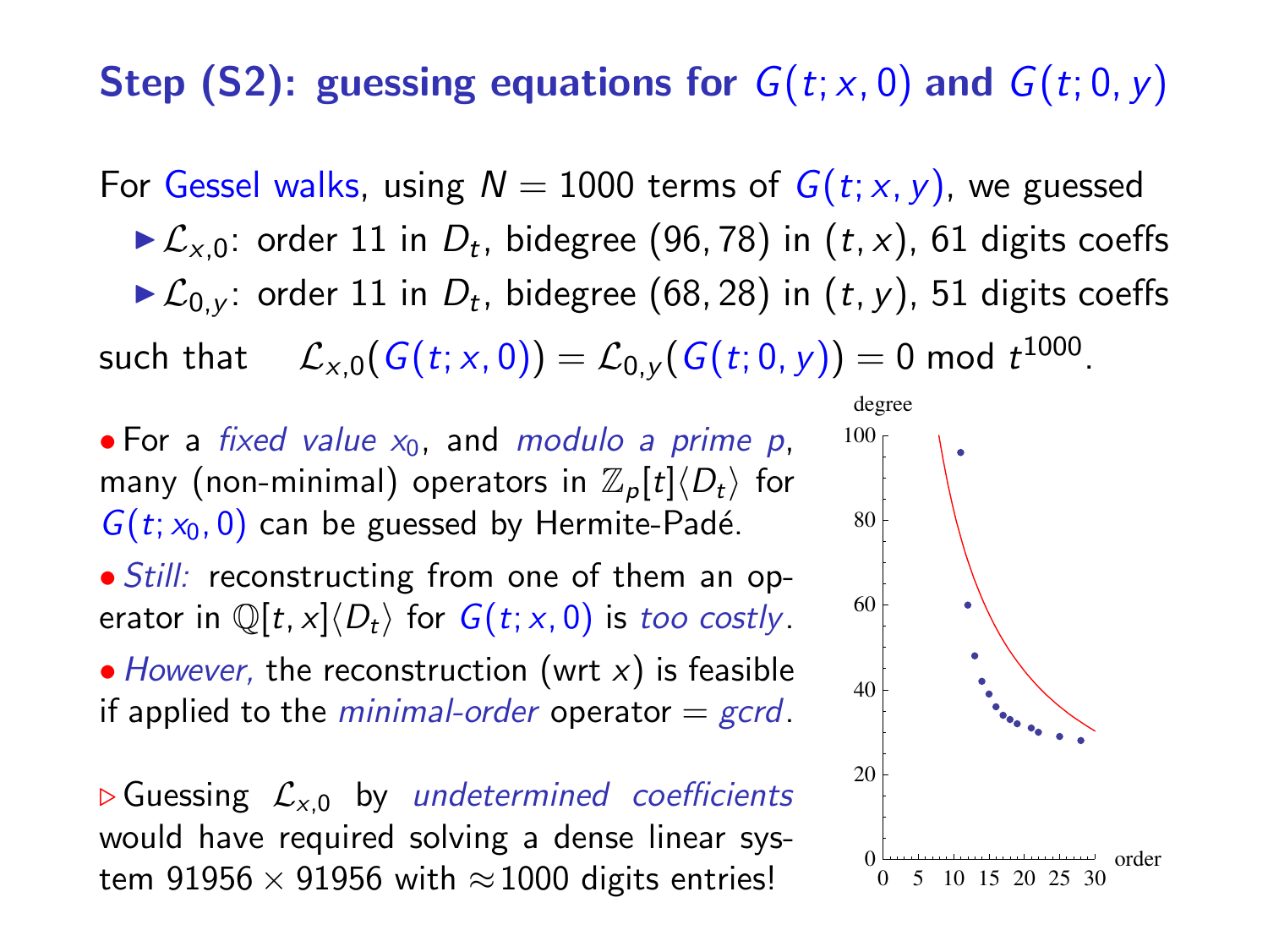## Step (S2): guessing equations for $G(t; x, 0)$ and $G(t; 0, y)$

For Gessel walks, using $N = 1000$ terms of $G(t; x, y)$, we guessed

- $\mathcal{L}_{x,0}$: order 11 in $D_t$, bidegree $(96, 78)$ in $(t, x)$, 61 digits coeffs
- $\mathcal{L}_{0,y}$: order 11 in $D_t$, bidegree $(68, 28)$ in $(t, y)$, 51 digits coeffs

such that $\quad \mathcal{L}_{x,0}(G(t; x, 0)) = \mathcal{L}_{0,y}(G(t; 0, y)) = 0 \bmod t^{1000}$.

- For a *fixed value* $x_0$, and *modulo a prime* $p$, many (non-minimal) operators in $\mathbb{Z}_p[t]\langle D_t \rangle$ for $G(t; x_0, 0)$ can be guessed by Hermite-Padé.
- *Still:* reconstructing from one of them an operator in $\mathbb{Q}[t, x]\langle D_t \rangle$ for $G(t; x, 0)$ is *too costly*.
- *However,* the reconstruction (wrt $x$) is feasible if applied to the *minimal-order* operator = *gcrd*.

▷ Guessing $\mathcal{L}_{x,0}$ by *undetermined coefficients* would have required solving a dense linear system $91956 \times 91956$ with $\approx 1000$ digits entries!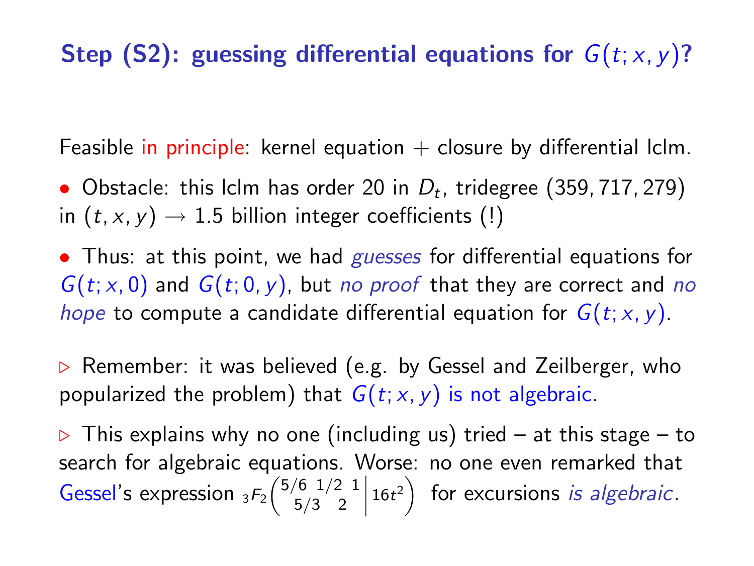# Step (S2): guessing differential equations for $G(t; x, y)$?

Feasible in principle: kernel equation + closure by differential lclm.

- Obstacle: this lclm has order 20 in $D_t$, tridegree $(359, 717, 279)$ in $(t, x, y) \rightarrow$ 1.5 billion integer coefficients (!)
- Thus: at this point, we had *guesses* for differential equations for $G(t; x, 0)$ and $G(t; 0, y)$, but *no proof* that they are correct and *no hope* to compute a candidate differential equation for $G(t; x, y)$.

▷ Remember: it was believed (e.g. by Gessel and Zeilberger, who popularized the problem) that $G(t; x, y)$ is not algebraic.

▷ This explains why no one (including us) tried – at this stage – to search for algebraic equations. Worse: no one even remarked that Gessel's expression ${}_3F_2\left(\begin{matrix} 5/6 & 1/2 & 1 \\ 5/3 & 2 & \end{matrix} \middle| 16t^2\right)$ for excursions *is algebraic*.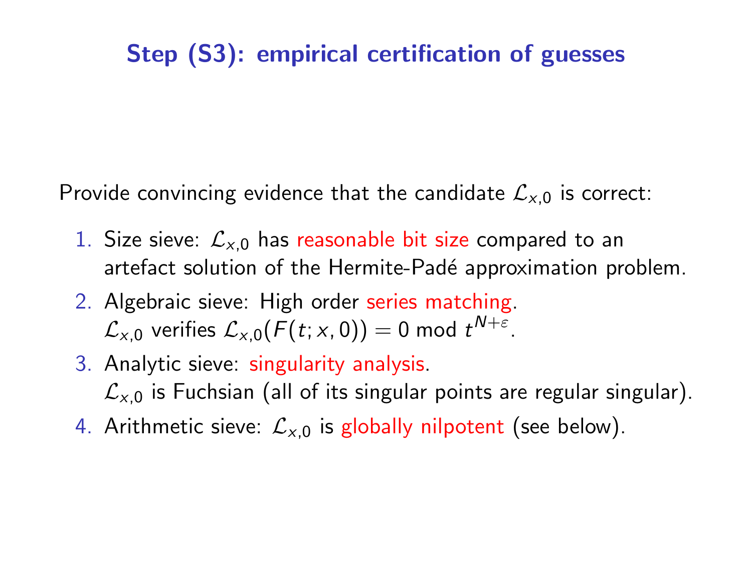## Step (S3): empirical certification of guesses

Provide convincing evidence that the candidate $\mathcal{L}_{x,0}$ is correct:

1. Size sieve: $\mathcal{L}_{x,0}$ has reasonable bit size compared to an artefact solution of the Hermite-Padé approximation problem.
2. Algebraic sieve: High order series matching.
   $\mathcal{L}_{x,0}$ verifies $\mathcal{L}_{x,0}(F(t;x,0)) = 0 \bmod t^{N+\varepsilon}$.
3. Analytic sieve: singularity analysis.
   $\mathcal{L}_{x,0}$ is Fuchsian (all of its singular points are regular singular).
4. Arithmetic sieve: $\mathcal{L}_{x,0}$ is globally nilpotent (see below).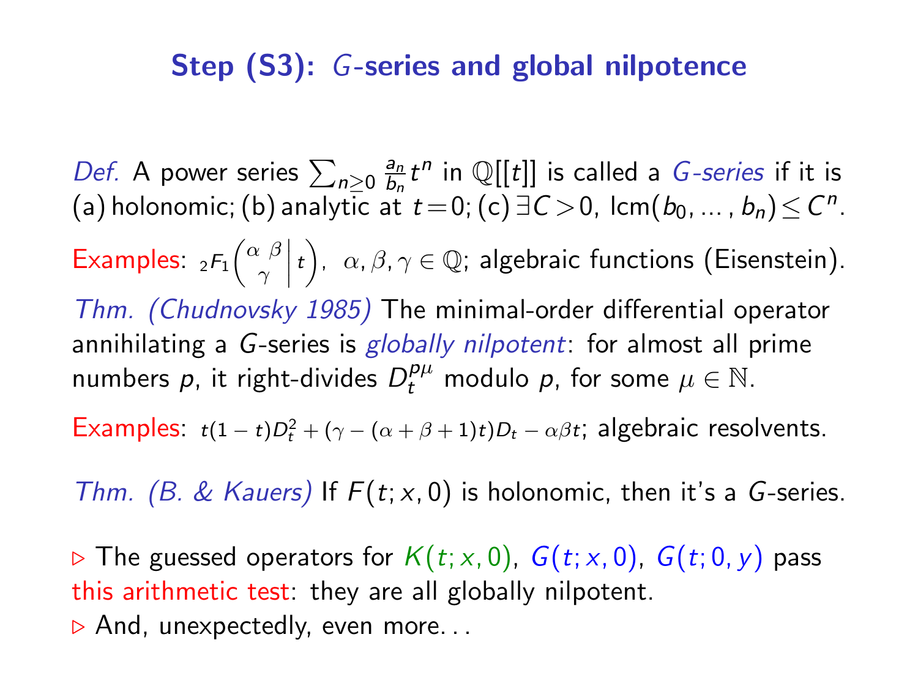## Step (S3): $G$-series and global nilpotence

*Def.* A power series $\sum_{n\geq 0} \frac{a_n}{b_n} t^n$ in $\mathbb{Q}[[t]]$ is called a *$G$-series* if it is (a) holonomic; (b) analytic at $t=0$; (c) $\exists C>0$, $\mathrm{lcm}(b_0,\dots,b_n)\leq C^n$.

Examples: ${}_2F_1\left(\begin{matrix}\alpha\ \beta\\ \gamma\end{matrix}\middle|\, t\right)$, $\alpha,\beta,\gamma\in\mathbb{Q}$; algebraic functions (Eisenstein).

*Thm. (Chudnovsky 1985)* The minimal-order differential operator annihilating a $G$-series is *globally nilpotent*: for almost all prime numbers $p$, it right-divides $D_t^{p\mu}$ modulo $p$, for some $\mu\in\mathbb{N}$.

Examples: $t(1-t)D_t^2+(\gamma-(\alpha+\beta+1)t)D_t-\alpha\beta t$; algebraic resolvents.

*Thm. (B. & Kauers)* If $F(t;x,0)$ is holonomic, then it's a $G$-series.

▷ The guessed operators for $K(t;x,0)$, $G(t;x,0)$, $G(t;0,y)$ pass this arithmetic test: they are all globally nilpotent.

▷ And, unexpectedly, even more...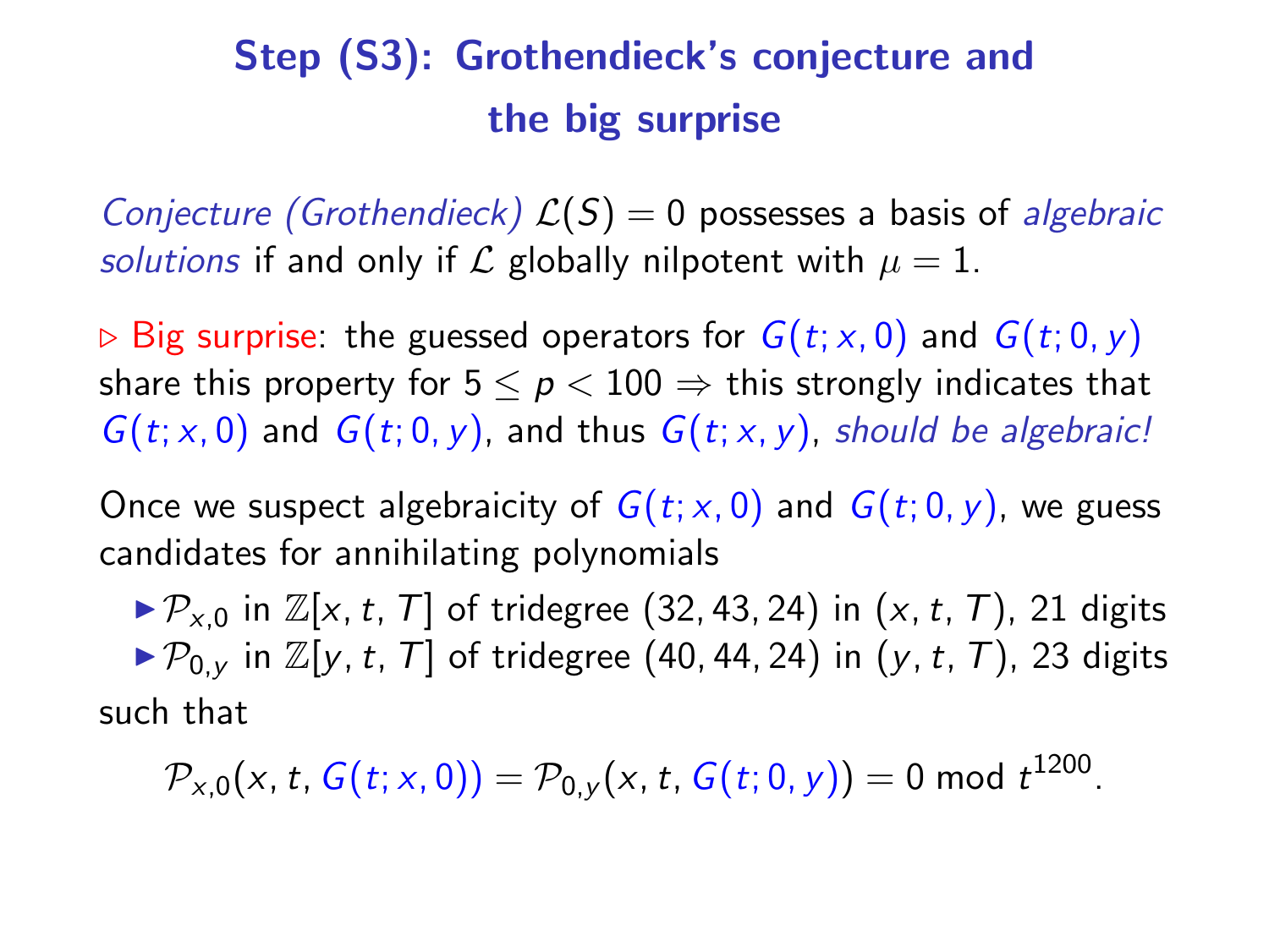# Step (S3): Grothendieck's conjecture and the big surprise

*Conjecture (Grothendieck)* $\mathcal{L}(S) = 0$ possesses a basis of *algebraic solutions* if and only if $\mathcal{L}$ globally nilpotent with $\mu = 1$.

▷ Big surprise: the guessed operators for $G(t; x, 0)$ and $G(t; 0, y)$ share this property for $5 \leq p < 100 \Rightarrow$ this strongly indicates that $G(t; x, 0)$ and $G(t; 0, y)$, and thus $G(t; x, y)$, *should be algebraic!*

Once we suspect algebraicity of $G(t; x, 0)$ and $G(t; 0, y)$, we guess candidates for annihilating polynomials

- $\mathcal{P}_{x,0}$ in $\mathbb{Z}[x, t, T]$ of tridegree $(32, 43, 24)$ in $(x, t, T)$, 21 digits
- $\mathcal{P}_{0,y}$ in $\mathbb{Z}[y, t, T]$ of tridegree $(40, 44, 24)$ in $(y, t, T)$, 23 digits

such that

$$\mathcal{P}_{x,0}(x, t, G(t; x, 0)) = \mathcal{P}_{0,y}(x, t, G(t; 0, y)) = 0 \bmod t^{1200}.$$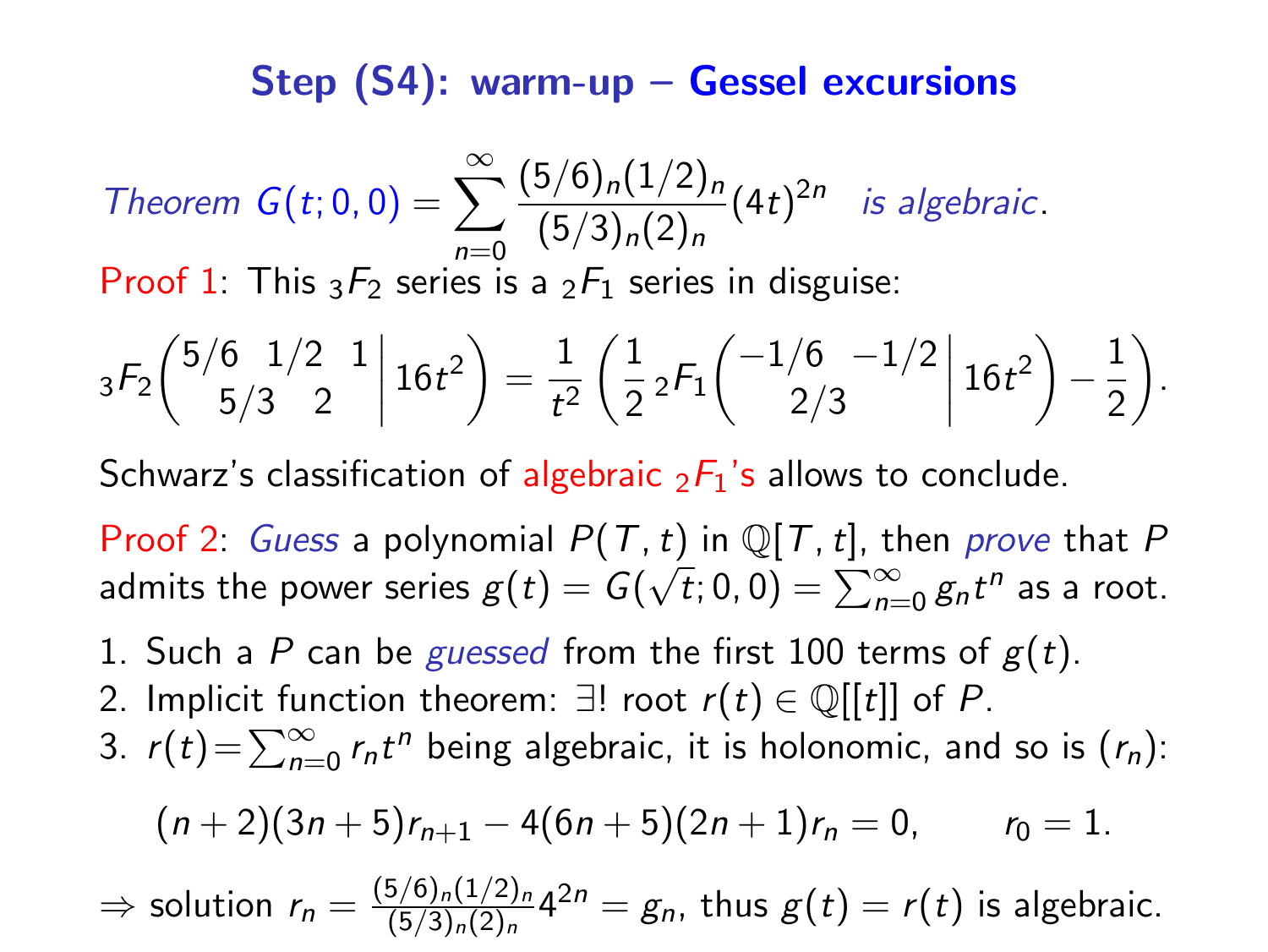# Step (S4): warm-up – Gessel excursions

*Theorem* $G(t;0,0) = \sum_{n=0}^{\infty} \frac{(5/6)_n (1/2)_n}{(5/3)_n (2)_n} (4t)^{2n}$ *is algebraic*.

Proof 1: This ${}_3F_2$ series is a ${}_2F_1$ series in disguise:

$$ {}_3F_2\left( \begin{matrix} 5/6 & 1/2 & 1 \\ & 5/3 & 2 \end{matrix} \,\middle|\, 16t^2 \right) = \frac{1}{t^2} \left( \frac{1}{2}\, {}_2F_1\left( \begin{matrix} -1/6 & -1/2 \\ & 2/3 \end{matrix} \,\middle|\, 16t^2 \right) - \frac{1}{2} \right). $$

Schwarz's classification of algebraic ${}_2F_1$'s allows to conclude.

Proof 2: *Guess* a polynomial $P(T,t)$ in $\mathbb{Q}[T,t]$, then *prove* that $P$ admits the power series $g(t) = G(\sqrt{t};0,0) = \sum_{n=0}^{\infty} g_n t^n$ as a root.

1. Such a $P$ can be *guessed* from the first 100 terms of $g(t)$.
2. Implicit function theorem: $\exists!$ root $r(t) \in \mathbb{Q}[[t]]$ of $P$.
3. $r(t) = \sum_{n=0}^{\infty} r_n t^n$ being algebraic, it is holonomic, and so is $(r_n)$:

$$ (n+2)(3n+5) r_{n+1} - 4(6n+5)(2n+1) r_n = 0, \qquad r_0 = 1. $$

$\Rightarrow$ solution $r_n = \frac{(5/6)_n (1/2)_n}{(5/3)_n (2)_n} 4^{2n} = g_n$, thus $g(t) = r(t)$ is algebraic.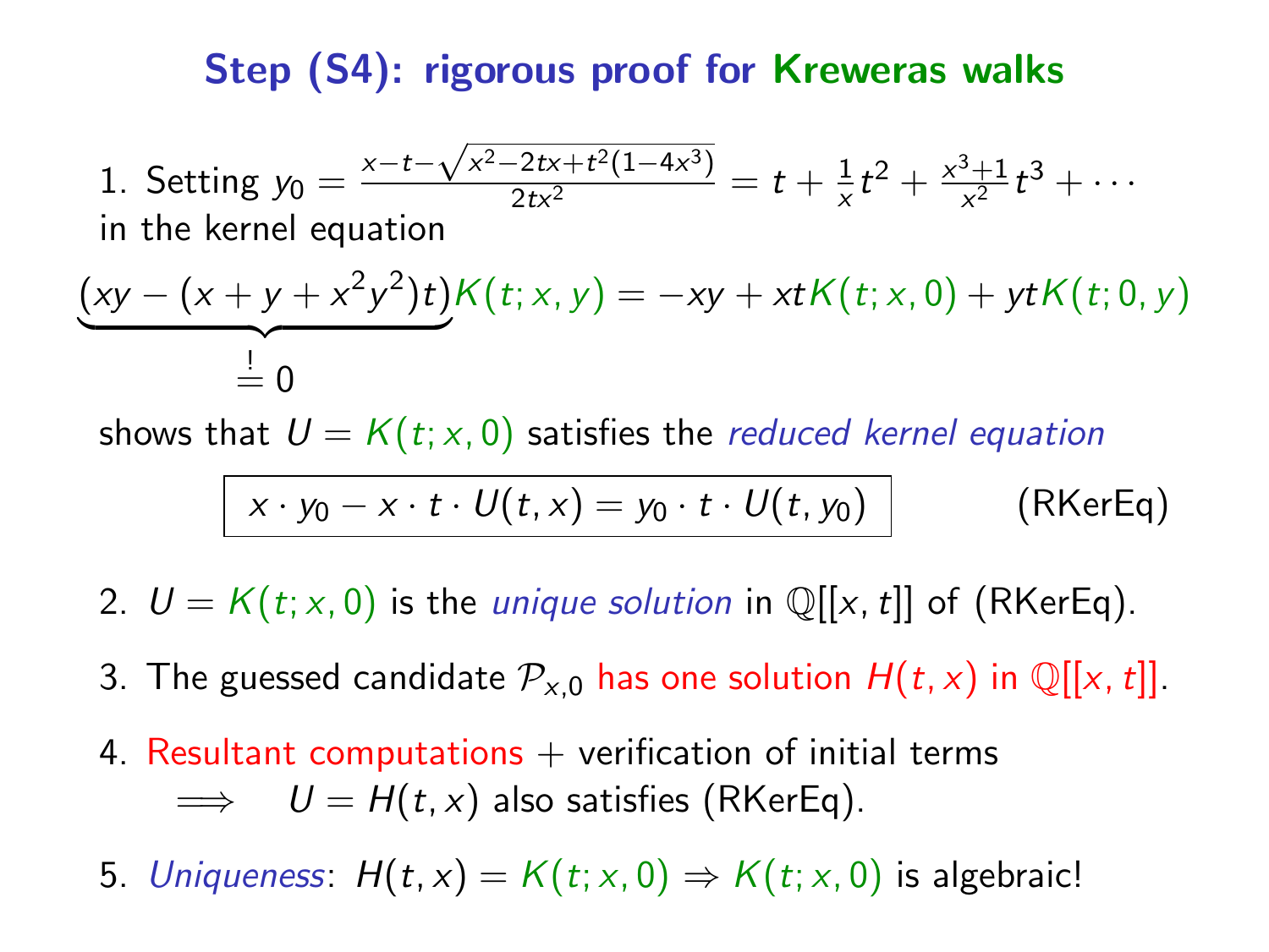# Step (S4): rigorous proof for Kreweras walks

1. Setting $y_0 = \frac{x-t-\sqrt{x^2-2tx+t^2(1-4x^3)}}{2tx^2} = t + \frac{1}{x}t^2 + \frac{x^3+1}{x^2}t^3 + \cdots$ in the kernel equation

$$\underbrace{(xy - (x+y+x^2y^2)t)}_{\overset{!}{=}\,0} K(t;x,y) = -xy + xtK(t;x,0) + ytK(t;0,y)$$

shows that $U = K(t;x,0)$ satisfies the *reduced kernel equation*

$$\boxed{x \cdot y_0 - x \cdot t \cdot U(t,x) = y_0 \cdot t \cdot U(t,y_0)} \qquad \text{(RKerEq)}$$

2. $U = K(t;x,0)$ is the *unique solution* in $\mathbb{Q}[[x,t]]$ of (RKerEq).

3. The guessed candidate $\mathcal{P}_{x,0}$ has one solution $H(t,x)$ in $\mathbb{Q}[[x,t]]$.

4. Resultant computations + verification of initial terms
   $\implies \quad U = H(t,x)$ also satisfies (RKerEq).

5. *Uniqueness*: $H(t,x) = K(t;x,0) \Rightarrow K(t;x,0)$ is algebraic!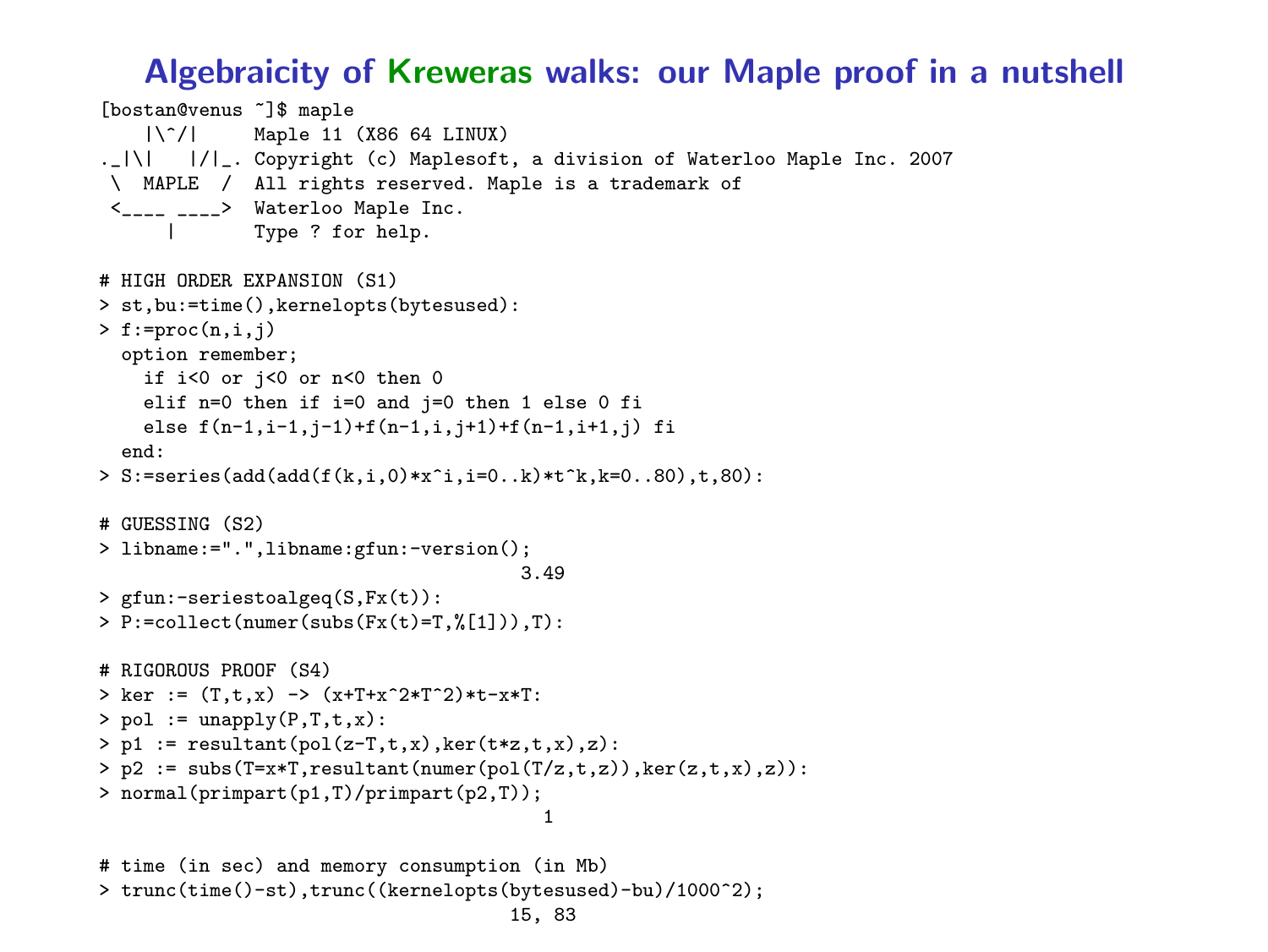# Algebraicity of Kreweras walks: our Maple proof in a nutshell

```
[bostan@venus ~]$ maple
    |\^/|     Maple 11 (X86 64 LINUX)
._|\|   |/|_. Copyright (c) Maplesoft, a division of Waterloo Maple Inc. 2007
 \  MAPLE  /  All rights reserved. Maple is a trademark of
 <____ ____>  Waterloo Maple Inc.
      |       Type ? for help.

# HIGH ORDER EXPANSION (S1)
> st,bu:=time(),kernelopts(bytesused):
> f:=proc(n,i,j)
  option remember;
    if i<0 or j<0 or n<0 then 0
    elif n=0 then if i=0 and j=0 then 1 else 0 fi
    else f(n-1,i-1,j-1)+f(n-1,i,j+1)+f(n-1,i+1,j) fi
  end:
> S:=series(add(add(f(k,i,0)*x^i,i=0..k)*t^k,k=0..80),t,80):

# GUESSING (S2)
> libname:=".",libname:gfun:-version();
                                     3.49
> gfun:-seriestoalgeq(S,Fx(t)):
> P:=collect(numer(subs(Fx(t)=T,%[1])),T):

# RIGOROUS PROOF (S4)
> ker := (T,t,x) -> (x+T+x^2*T^2)*t-x*T:
> pol := unapply(P,T,t,x):
> p1 := resultant(pol(z-T,t,x),ker(t*z,t,x),z):
> p2 := subs(T=x*T,resultant(numer(pol(T/z,t,z)),ker(z,t,x),z)):
> normal(primpart(p1,T)/primpart(p2,T));
                                       1

# time (in sec) and memory consumption (in Mb)
> trunc(time()-st),trunc((kernelopts(bytesused)-bu)/1000^2);
                                    15, 83
```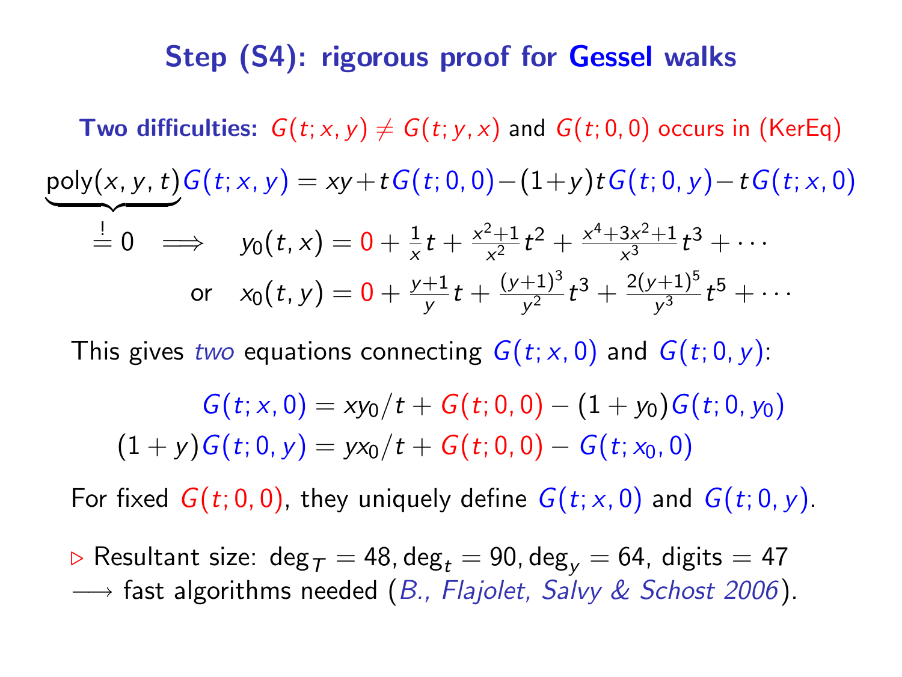# Step (S4): rigorous proof for Gessel walks

**Two difficulties:** $G(t;x,y) \neq G(t;y,x)$ and $G(t;0,0)$ occurs in (KerEq)

$$\underbrace{\text{poly}(x,y,t)}_{\stackrel{!}{=}0} G(t;x,y) = xy + tG(t;0,0) - (1+y)tG(t;0,y) - tG(t;x,0)$$

$$\implies \quad y_0(t,x) = 0 + \tfrac{1}{x}t + \tfrac{x^2+1}{x^2}t^2 + \tfrac{x^4+3x^2+1}{x^3}t^3 + \cdots$$

$$\text{or} \quad x_0(t,y) = 0 + \tfrac{y+1}{y}t + \tfrac{(y+1)^3}{y^2}t^3 + \tfrac{2(y+1)^5}{y^3}t^5 + \cdots$$

This gives *two* equations connecting $G(t;x,0)$ and $G(t;0,y)$:

$$G(t;x,0) = xy_0/t + G(t;0,0) - (1+y_0)G(t;0,y_0)$$

$$(1+y)G(t;0,y) = yx_0/t + G(t;0,0) - G(t;x_0,0)$$

For fixed $G(t;0,0)$, they uniquely define $G(t;x,0)$ and $G(t;0,y)$.

▷ Resultant size: $\deg_T = 48, \deg_t = 90, \deg_y = 64$, digits $= 47$
⟶ fast algorithms needed (*B., Flajolet, Salvy & Schost 2006*).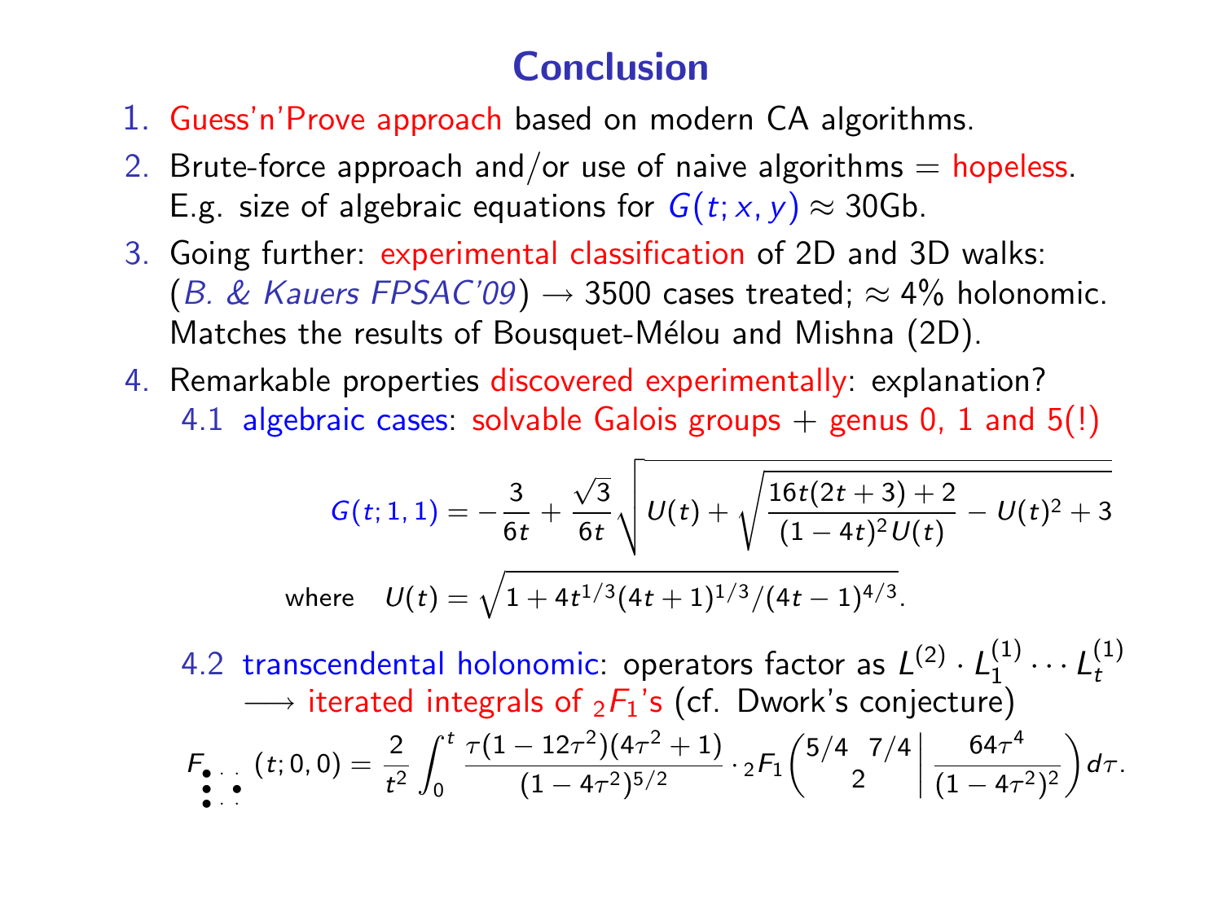# Conclusion

1. Guess'n'Prove approach based on modern CA algorithms.
2. Brute-force approach and/or use of naive algorithms = hopeless. E.g. size of algebraic equations for $G(t;x,y) \approx$ 30Gb.
3. Going further: experimental classification of 2D and 3D walks: (*B. & Kauers FPSAC'09*) $\longrightarrow$ 3500 cases treated; $\approx$ 4% holonomic. Matches the results of Bousquet-Mélou and Mishna (2D).
4. Remarkable properties discovered experimentally: explanation?
   - 4.1 algebraic cases: solvable Galois groups + genus 0, 1 and 5(!)

$$G(t;1,1) = -\frac{3}{6t} + \frac{\sqrt{3}}{6t}\sqrt{U(t) + \sqrt{\frac{16t(2t+3)+2}{(1-4t)^2 U(t)} - U(t)^2 + 3}}$$

where $\quad U(t) = \sqrt{1 + 4t^{1/3}(4t+1)^{1/3}/(4t-1)^{4/3}}.$

   - 4.2 transcendental holonomic: operators factor as $L^{(2)} \cdot L_1^{(1)} \cdots L_t^{(1)}$ $\longrightarrow$ iterated integrals of ${}_2F_1$'s (cf. Dwork's conjecture)

$$F_{\text{(walk)}}(t;0,0) = \frac{2}{t^2}\int_0^t \frac{\tau(1-12\tau^2)(4\tau^2+1)}{(1-4\tau^2)^{5/2}} \cdot {}_2F_1\left(\begin{matrix}5/4 \;\; 7/4\\ 2\end{matrix}\;\middle|\; \frac{64\tau^4}{(1-4\tau^2)^2}\right) d\tau.$$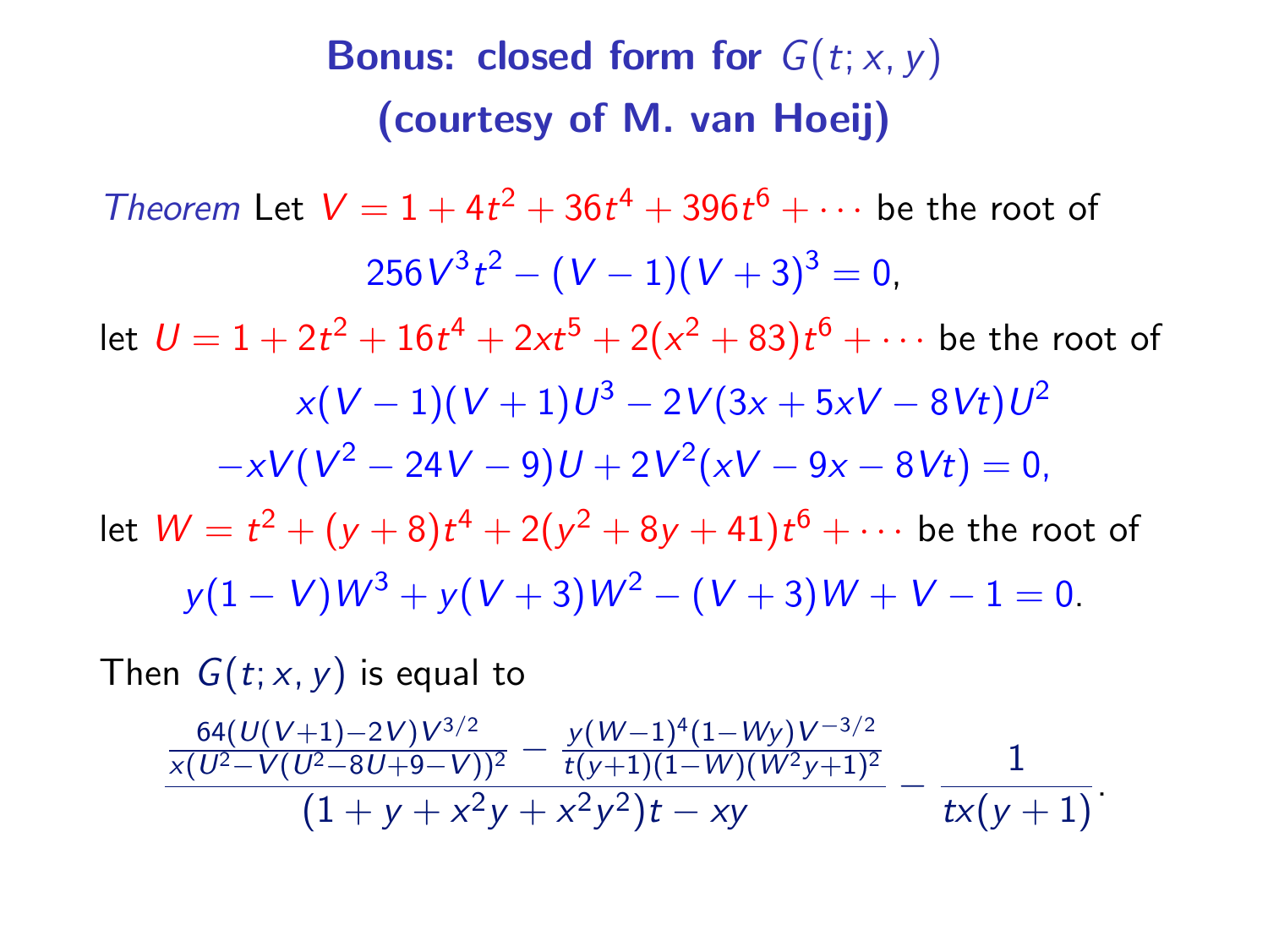# Bonus: closed form for $G(t; x, y)$ (courtesy of M. van Hoeij)

*Theorem* Let $V = 1 + 4t^2 + 36t^4 + 396t^6 + \cdots$ be the root of

$$256V^3t^2 - (V-1)(V+3)^3 = 0,$$

let $U = 1 + 2t^2 + 16t^4 + 2xt^5 + 2(x^2+83)t^6 + \cdots$ be the root of

$$x(V-1)(V+1)U^3 - 2V(3x + 5xV - 8Vt)U^2$$
$$-xV(V^2 - 24V - 9)U + 2V^2(xV - 9x - 8Vt) = 0,$$

let $W = t^2 + (y+8)t^4 + 2(y^2 + 8y + 41)t^6 + \cdots$ be the root of

$$y(1-V)W^3 + y(V+3)W^2 - (V+3)W + V - 1 = 0.$$

Then $G(t; x, y)$ is equal to

$$\frac{\frac{64(U(V+1)-2V)V^{3/2}}{x(U^2-V(U^2-8U+9-V))^2} - \frac{y(W-1)^4(1-Wy)V^{-3/2}}{t(y+1)(1-W)(W^2y+1)^2}}{(1+y+x^2y+x^2y^2)t - xy} - \frac{1}{tx(y+1)}.$$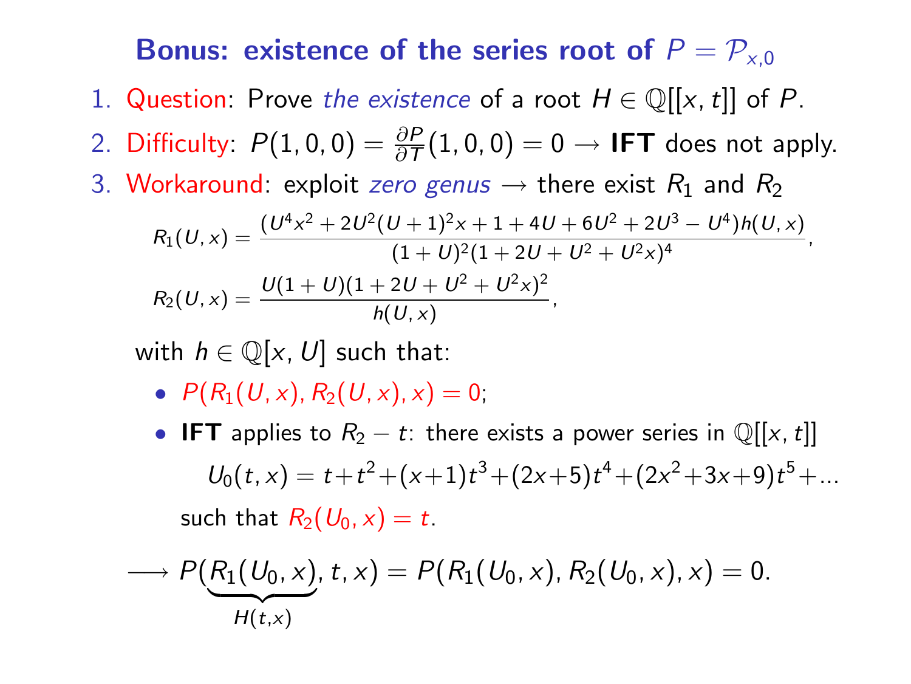## Bonus: existence of the series root of $P = \mathcal{P}_{x,0}$

1. Question: Prove *the existence* of a root $H \in \mathbb{Q}[[x,t]]$ of $P$.
2. Difficulty: $P(1,0,0) = \frac{\partial P}{\partial T}(1,0,0) = 0 \to$ **IFT** does not apply.
3. Workaround: exploit *zero genus* $\to$ there exist $R_1$ and $R_2$

$$R_1(U,x) = \frac{(U^4x^2 + 2U^2(U+1)^2x + 1 + 4U + 6U^2 + 2U^3 - U^4)h(U,x)}{(1+U)^2(1+2U+U^2+U^2x)^4},$$

$$R_2(U,x) = \frac{U(1+U)(1+2U+U^2+U^2x)^2}{h(U,x)},$$

with $h \in \mathbb{Q}[x,U]$ such that:

- $P(R_1(U,x), R_2(U,x), x) = 0$;
- **IFT** applies to $R_2 - t$: there exists a power series in $\mathbb{Q}[[x,t]]$

$$U_0(t,x) = t + t^2 + (x+1)t^3 + (2x+5)t^4 + (2x^2+3x+9)t^5 + \ldots$$

such that $R_2(U_0,x) = t$.

$$\longrightarrow P(\underbrace{R_1(U_0,x)}_{H(t,x)}, t, x) = P(R_1(U_0,x), R_2(U_0,x), x) = 0.$$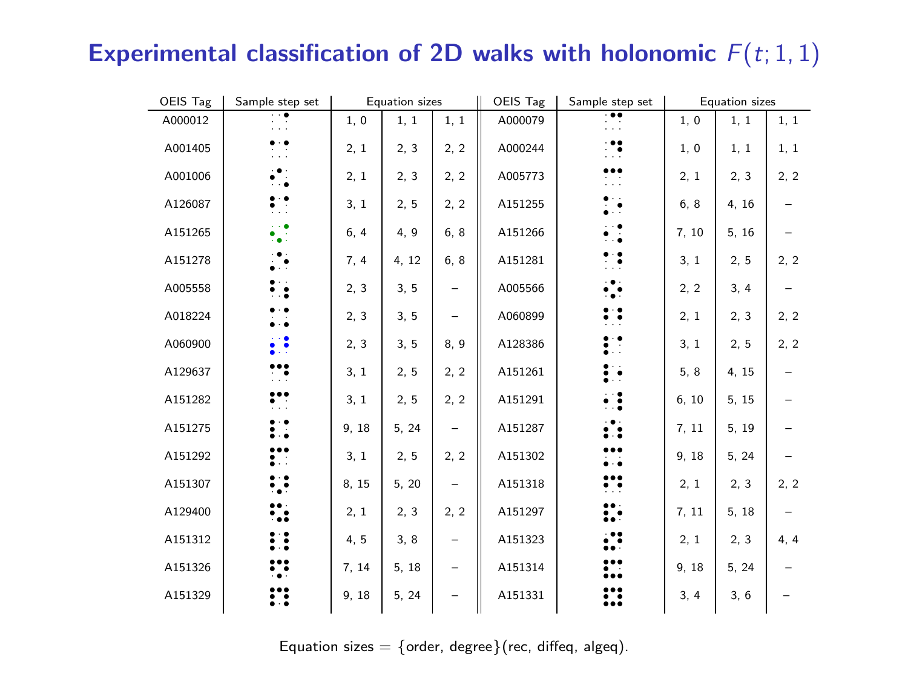# Experimental classification of 2D walks with holonomic $F(t;1,1)$

| OEIS Tag | Sample step set | Equation sizes | | | OEIS Tag | Sample step set | Equation sizes | | |
|---|---|---|---|---|---|---|---|---|---|
| A000012 | | 1, 0 | 1, 1 | 1, 1 | A000079 | | 1, 0 | 1, 1 | 1, 1 |
| A001405 | | 2, 1 | 2, 3 | 2, 2 | A000244 | | 1, 0 | 1, 1 | 1, 1 |
| A001006 | | 2, 1 | 2, 3 | 2, 2 | A005773 | | 2, 1 | 2, 3 | 2, 2 |
| A126087 | | 3, 1 | 2, 5 | 2, 2 | A151255 | | 6, 8 | 4, 16 | – |
| A151265 | | 6, 4 | 4, 9 | 6, 8 | A151266 | | 7, 10 | 5, 16 | – |
| A151278 | | 7, 4 | 4, 12 | 6, 8 | A151281 | | 3, 1 | 2, 5 | 2, 2 |
| A005558 | | 2, 3 | 3, 5 | – | A005566 | | 2, 2 | 3, 4 | – |
| A018224 | | 2, 3 | 3, 5 | – | A060899 | | 2, 1 | 2, 3 | 2, 2 |
| A060900 | | 2, 3 | 3, 5 | 8, 9 | A128386 | | 3, 1 | 2, 5 | 2, 2 |
| A129637 | | 3, 1 | 2, 5 | 2, 2 | A151261 | | 5, 8 | 4, 15 | – |
| A151282 | | 3, 1 | 2, 5 | 2, 2 | A151291 | | 6, 10 | 5, 15 | – |
| A151275 | | 9, 18 | 5, 24 | – | A151287 | | 7, 11 | 5, 19 | – |
| A151292 | | 3, 1 | 2, 5 | 2, 2 | A151302 | | 9, 18 | 5, 24 | – |
| A151307 | | 8, 15 | 5, 20 | – | A151318 | | 2, 1 | 2, 3 | 2, 2 |
| A129400 | | 2, 1 | 2, 3 | 2, 2 | A151297 | | 7, 11 | 5, 18 | – |
| A151312 | | 4, 5 | 3, 8 | – | A151323 | | 2, 1 | 2, 3 | 4, 4 |
| A151326 | | 7, 14 | 5, 18 | – | A151314 | | 9, 18 | 5, 24 | – |
| A151329 | | 9, 18 | 5, 24 | – | A151331 | | 3, 4 | 3, 6 | – |

Equation sizes = {order, degree}(rec, diffeq, algeq).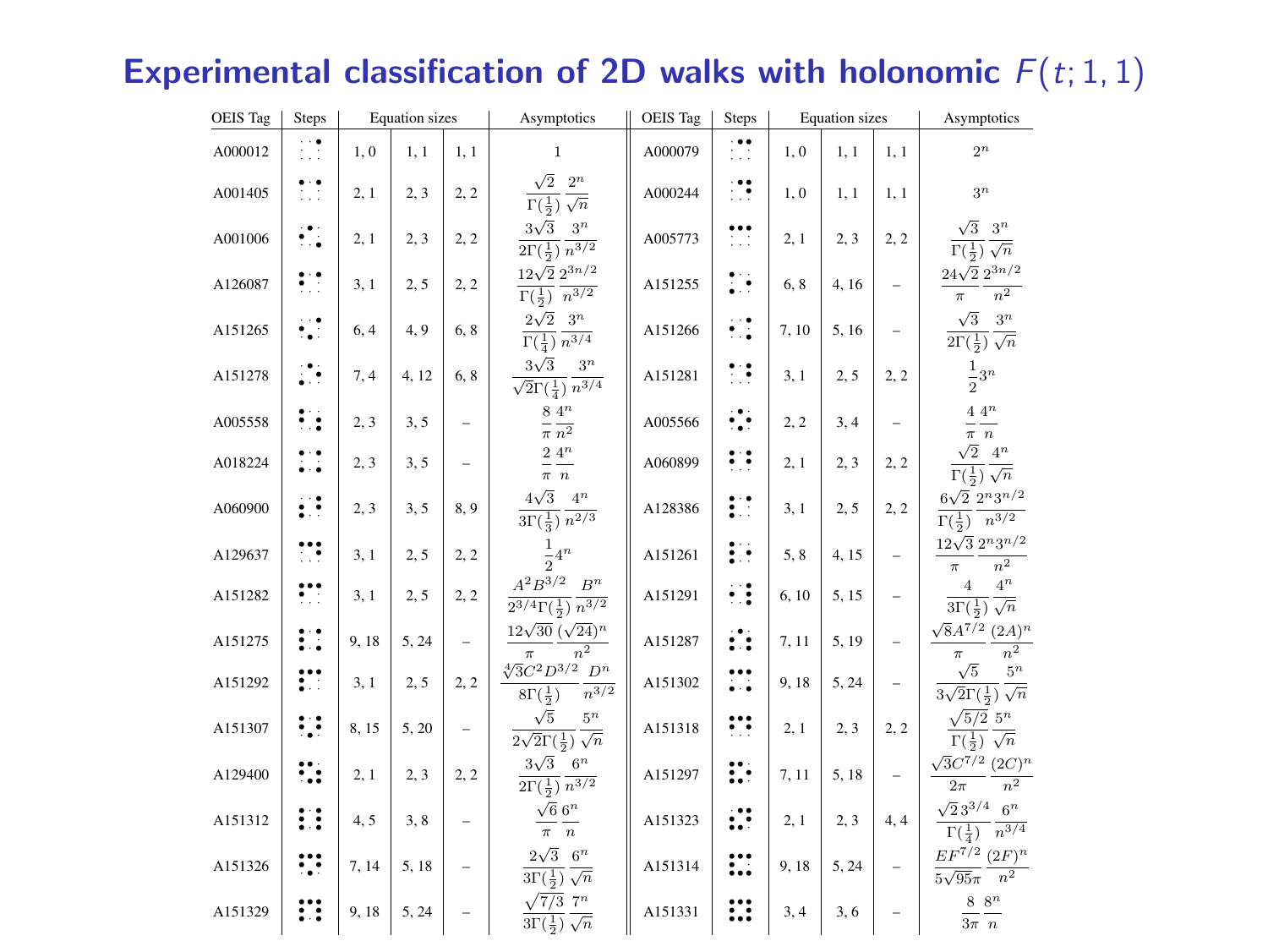# Experimental classification of 2D walks with holonomic $F(t;1,1)$

| OEIS Tag | Steps | Equation sizes | | | Asymptotics | OEIS Tag | Steps | Equation sizes | | | Asymptotics |
|---|---|---|---|---|---|---|---|---|---|---|---|
| A000012 | | 1, 0 | 1, 1 | 1, 1 | $1$ | A000079 | | 1, 0 | 1, 1 | 1, 1 | $2^n$ |
| A001405 | | 2, 1 | 2, 3 | 2, 2 | $\frac{\sqrt{2}}{\Gamma(\frac{1}{2})}\frac{2^n}{\sqrt{n}}$ | A000244 | | 1, 0 | 1, 1 | 1, 1 | $3^n$ |
| A001006 | | 2, 1 | 2, 3 | 2, 2 | $\frac{3\sqrt{3}}{2\Gamma(\frac{1}{2})}\frac{3^n}{n^{3/2}}$ | A005773 | | 2, 1 | 2, 3 | 2, 2 | $\frac{\sqrt{3}}{\Gamma(\frac{1}{2})}\frac{3^n}{\sqrt{n}}$ |
| A126087 | | 3, 1 | 2, 5 | 2, 2 | $\frac{12\sqrt{2}}{\Gamma(\frac{1}{2})}\frac{2^{3n/2}}{n^{3/2}}$ | A151255 | | 6, 8 | 4, 16 | – | $\frac{24\sqrt{2}}{\pi}\frac{2^{3n/2}}{n^2}$ |
| A151265 | | 6, 4 | 4, 9 | 6, 8 | $\frac{2\sqrt{2}}{\Gamma(\frac{1}{4})}\frac{3^n}{n^{3/4}}$ | A151266 | | 7, 10 | 5, 16 | – | $\frac{\sqrt{3}}{2\Gamma(\frac{1}{2})}\frac{3^n}{\sqrt{n}}$ |
| A151278 | | 7, 4 | 4, 12 | 6, 8 | $\frac{3\sqrt{3}}{\sqrt{2}\Gamma(\frac{1}{4})}\frac{3^n}{n^{3/4}}$ | A151281 | | 3, 1 | 2, 5 | 2, 2 | $\frac{1}{2}3^n$ |
| A005558 | | 2, 3 | 3, 5 | – | $\frac{8}{\pi}\frac{4^n}{n^2}$ | A005566 | | 2, 2 | 3, 4 | – | $\frac{4}{\pi}\frac{4^n}{n}$ |
| A018224 | | 2, 3 | 3, 5 | – | $\frac{2}{\pi}\frac{4^n}{n}$ | A060899 | | 2, 1 | 2, 3 | 2, 2 | $\frac{\sqrt{2}}{\Gamma(\frac{1}{2})}\frac{4^n}{\sqrt{n}}$ |
| A060900 | | 2, 3 | 3, 5 | 8, 9 | $\frac{4\sqrt{3}}{3\Gamma(\frac{1}{3})}\frac{4^n}{n^{2/3}}$ | A128386 | | 3, 1 | 2, 5 | 2, 2 | $\frac{6\sqrt{2}}{\Gamma(\frac{1}{2})}\frac{2^n3^{n/2}}{n^{3/2}}$ |
| A129637 | | 3, 1 | 2, 5 | 2, 2 | $\frac{1}{2}4^n$ | A151261 | | 5, 8 | 4, 15 | – | $\frac{12\sqrt{3}}{\pi}\frac{2^n3^{n/2}}{n^2}$ |
| A151282 | | 3, 1 | 2, 5 | 2, 2 | $\frac{A^2B^{3/2}}{2^{3/4}\Gamma(\frac{1}{2})}\frac{B^n}{n^{3/2}}$ | A151291 | | 6, 10 | 5, 15 | – | $\frac{4}{3\Gamma(\frac{1}{2})}\frac{4^n}{\sqrt{n}}$ |
| A151275 | | 9, 18 | 5, 24 | – | $\frac{12\sqrt{30}}{\pi}\frac{(\sqrt{24})^n}{n^2}$ | A151287 | | 7, 11 | 5, 19 | – | $\frac{\sqrt{8}A^{7/2}}{\pi}\frac{(2A)^n}{n^2}$ |
| A151292 | | 3, 1 | 2, 5 | 2, 2 | $\frac{\sqrt[4]{3}C^2D^{3/2}}{8\Gamma(\frac{1}{2})}\frac{D^n}{n^{3/2}}$ | A151302 | | 9, 18 | 5, 24 | – | $\frac{\sqrt{5}}{3\sqrt{2}\Gamma(\frac{1}{2})}\frac{5^n}{\sqrt{n}}$ |
| A151307 | | 8, 15 | 5, 20 | – | $\frac{\sqrt{5}}{2\sqrt{2}\Gamma(\frac{1}{2})}\frac{5^n}{\sqrt{n}}$ | A151318 | | 2, 1 | 2, 3 | 2, 2 | $\frac{\sqrt{5/2}}{\Gamma(\frac{1}{2})}\frac{5^n}{\sqrt{n}}$ |
| A129400 | | 2, 1 | 2, 3 | 2, 2 | $\frac{3\sqrt{3}}{2\Gamma(\frac{1}{2})}\frac{6^n}{n^{3/2}}$ | A151297 | | 7, 11 | 5, 18 | – | $\frac{\sqrt{3}C^{7/2}}{2\pi}\frac{(2C)^n}{n^2}$ |
| A151312 | | 4, 5 | 3, 8 | – | $\frac{\sqrt{6}}{\pi}\frac{6^n}{n}$ | A151323 | | 2, 1 | 2, 3 | 4, 4 | $\frac{\sqrt{2}\,3^{3/4}}{\Gamma(\frac{1}{4})}\frac{6^n}{n^{3/4}}$ |
| A151326 | | 7, 14 | 5, 18 | – | $\frac{2\sqrt{3}}{3\Gamma(\frac{1}{2})}\frac{6^n}{\sqrt{n}}$ | A151314 | | 9, 18 | 5, 24 | – | $\frac{EF^{7/2}}{5\sqrt{95}\pi}\frac{(2F)^n}{n^2}$ |
| A151329 | | 9, 18 | 5, 24 | – | $\frac{\sqrt{7/3}}{3\Gamma(\frac{1}{2})}\frac{7^n}{\sqrt{n}}$ | A151331 | | 3, 4 | 3, 6 | – | $\frac{8}{3\pi}\frac{8^n}{n}$ |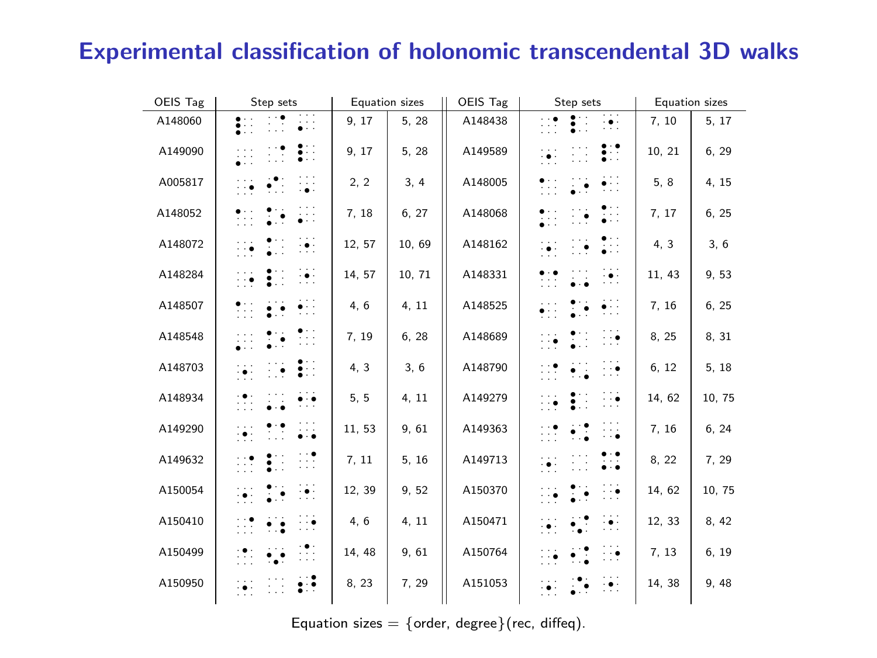# Experimental classification of holonomic transcendental 3D walks

| OEIS Tag | Step sets | Equation sizes | | OEIS Tag | Step sets | Equation sizes | |
|---|---|---|---|---|---|---|---|
| A148060 | | 9, 17 | 5, 28 | A148438 | | 7, 10 | 5, 17 |
| A149090 | | 9, 17 | 5, 28 | A149589 | | 10, 21 | 6, 29 |
| A005817 | | 2, 2 | 3, 4 | A148005 | | 5, 8 | 4, 15 |
| A148052 | | 7, 18 | 6, 27 | A148068 | | 7, 17 | 6, 25 |
| A148072 | | 12, 57 | 10, 69 | A148162 | | 4, 3 | 3, 6 |
| A148284 | | 14, 57 | 10, 71 | A148331 | | 11, 43 | 9, 53 |
| A148507 | | 4, 6 | 4, 11 | A148525 | | 7, 16 | 6, 25 |
| A148548 | | 7, 19 | 6, 28 | A148689 | | 8, 25 | 8, 31 |
| A148703 | | 4, 3 | 3, 6 | A148790 | | 6, 12 | 5, 18 |
| A148934 | | 5, 5 | 4, 11 | A149279 | | 14, 62 | 10, 75 |
| A149290 | | 11, 53 | 9, 61 | A149363 | | 7, 16 | 6, 24 |
| A149632 | | 7, 11 | 5, 16 | A149713 | | 8, 22 | 7, 29 |
| A150054 | | 12, 39 | 9, 52 | A150370 | | 14, 62 | 10, 75 |
| A150410 | | 4, 6 | 4, 11 | A150471 | | 12, 33 | 8, 42 |
| A150499 | | 14, 48 | 9, 61 | A150764 | | 7, 13 | 6, 19 |
| A150950 | | 8, 23 | 7, 29 | A151053 | | 14, 38 | 9, 48 |

Equation sizes = {order, degree}(rec, diffeq).